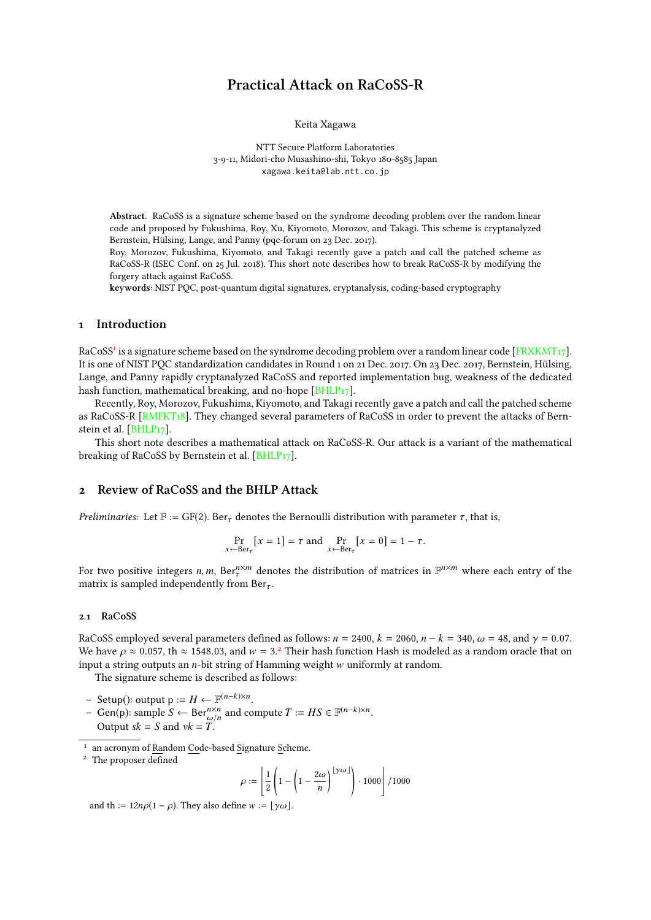# Practical Attack on RaCoSS-R

Keita Xagawa

NTT Secure Platform Laboratories
3-9-11, Midori-cho Musashino-shi, Tokyo 180-8585 Japan
xagawa.keita@lab.ntt.co.jp

**Abstract.** RaCoSS is a signature scheme based on the syndrome decoding problem over the random linear code and proposed by Fukushima, Roy, Xu, Kiyomoto, Morozov, and Takagi. This scheme is cryptanalyzed Bernstein, Hülsing, Lange, and Panny (pqc-forum on 23 Dec. 2017).
Roy, Morozov, Fukushima, Kiyomoto, and Takagi recently gave a patch and call the patched scheme as RaCoSS-R (ISEC Conf. on 25 Jul. 2018). This short note describes how to break RaCoSS-R by modifying the forgery attack against RaCoSS.
**keywords**: NIST PQC, post-quantum digital signatures, cryptanalysis, coding-based cryptography

## 1 Introduction

RaCoSS[1] is a signature scheme based on the syndrome decoding problem over a random linear code [FRXKMT17]. It is one of NIST PQC standardization candidates in Round 1 on 21 Dec. 2017. On 23 Dec. 2017, Bernstein, Hülsing, Lange, and Panny rapidly cryptanalyzed RaCoSS and reported implementation bug, weakness of the dedicated hash function, mathematical breaking, and no-hope [BHLP17].

Recently, Roy, Morozov, Fukushima, Kiyomoto, and Takagi recently gave a patch and call the patched scheme as RaCoSS-R [RMFKT18]. They changed several parameters of RaCoSS in order to prevent the attacks of Bernstein et al. [BHLP17].

This short note describes a mathematical attack on RaCoSS-R. Our attack is a variant of the mathematical breaking of RaCoSS by Bernstein et al. [BHLP17].

## 2 Review of RaCoSS and the BHLP Attack

*Preliminaries:* Let $\mathbb{F} := \mathrm{GF}(2)$. $\mathsf{Ber}_\tau$ denotes the Bernoulli distribution with parameter $\tau$, that is,

$$\Pr_{x \leftarrow \mathsf{Ber}_\tau}[x = 1] = \tau \text{ and } \Pr_{x \leftarrow \mathsf{Ber}_\tau}[x = 0] = 1 - \tau.$$

For two positive integers $n, m$, $\mathsf{Ber}_\tau^{n \times m}$ denotes the distribution of matrices in $\mathbb{F}^{n \times m}$ where each entry of the matrix is sampled independently from $\mathsf{Ber}_\tau$.

### 2.1 RaCoSS

RaCoSS employed several parameters defined as follows: $n = 2400$, $k = 2060$, $n - k = 340$, $\omega = 48$, and $\gamma = 0.07$. We have $\rho \approx 0.057$, $\mathrm{th} \approx 1548.03$, and $w = 3$.[2] Their hash function Hash is modeled as a random oracle that on input a string outputs an $n$-bit string of Hamming weight $w$ uniformly at random.

The signature scheme is described as follows:

- Setup(): output $\mathsf{p} := H \leftarrow \mathbb{F}^{(n-k) \times n}$.
- Gen(p): sample $S \leftarrow \mathsf{Ber}_{\omega/n}^{n \times n}$ and compute $T := HS \in \mathbb{F}^{(n-k) \times n}$.
  Output $sk = S$ and $vk = T$.

[1] an acronym of Random Code-based Signature Scheme.

[2] The proposer defined

$$\rho := \left\lfloor \frac{1}{2} \left( 1 - \left( 1 - \frac{2\omega}{n} \right)^{\lfloor \gamma \omega \rfloor} \right) \cdot 1000 \right\rfloor / 1000$$

and $\mathrm{th} := 12n\rho(1 - \rho)$. They also define $w := \lfloor \gamma \omega \rfloor$.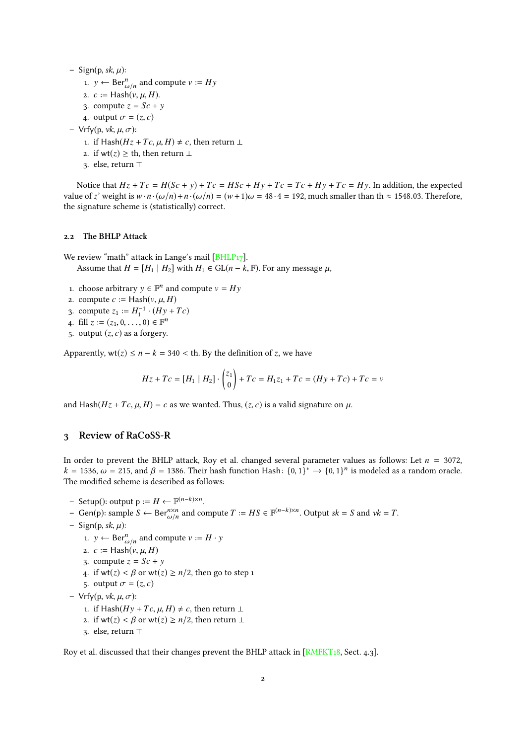- Sign(p, $sk$, $\mu$):
  1. $y \leftarrow \mathsf{Ber}^n_{\omega/n}$ and compute $v := Hy$
  2. $c := \mathsf{Hash}(v, \mu, H)$.
  3. compute $z = Sc + y$
  4. output $\sigma = (z, c)$
- Vrfy(p, $vk$, $\mu$, $\sigma$):
  1. if $\mathsf{Hash}(Hz + Tc, \mu, H) \neq c$, then return $\bot$
  2. if $\mathsf{wt}(z) \geq \mathsf{th}$, then return $\bot$
  3. else, return $\top$

Notice that $Hz + Tc = H(Sc + y) + Tc = HSc + Hy + Tc = Tc + Hy + Tc = Hy$. In addition, the expected value of $z$' weight is $w \cdot n \cdot (\omega/n) + n \cdot (\omega/n) = (w + 1)\omega = 48 \cdot 4 = 192$, much smaller than $\mathsf{th} \approx 1548.03$. Therefore, the signature scheme is (statistically) correct.

### 2.2 The BHLP Attack

We review "math" attack in Lange's mail [BHLP17].

Assume that $H = [H_1 \mid H_2]$ with $H_1 \in \mathrm{GL}(n-k, \mathbb{F})$. For any message $\mu$,

1. choose arbitrary $y \in \mathbb{F}^n$ and compute $v = Hy$
2. compute $c := \mathsf{Hash}(v, \mu, H)$
3. compute $z_1 := H_1^{-1} \cdot (Hy + Tc)$
4. fill $z := (z_1, 0, \ldots, 0) \in \mathbb{F}^n$
5. output $(z, c)$ as a forgery.

Apparently, $\mathsf{wt}(z) \leq n - k = 340 < \mathsf{th}$. By the definition of $z$, we have

$$Hz + Tc = [H_1 \mid H_2] \cdot \begin{pmatrix} z_1 \\ 0 \end{pmatrix} + Tc = H_1 z_1 + Tc = (Hy + Tc) + Tc = v$$

and $\mathsf{Hash}(Hz + Tc, \mu, H) = c$ as we wanted. Thus, $(z, c)$ is a valid signature on $\mu$.

## 3 Review of RaCoSS-R

In order to prevent the BHLP attack, Roy et al. changed several parameter values as follows: Let $n = 3072$, $k = 1536$, $\omega = 215$, and $\beta = 1386$. Their hash function $\mathsf{Hash}\colon \{0,1\}^* \to \{0,1\}^n$ is modeled as a random oracle. The modified scheme is described as follows:

- Setup(): output $\mathsf{p} := H \leftarrow \mathbb{F}^{(n-k)\times n}$.
- Gen(p): sample $S \leftarrow \mathsf{Ber}^{n\times n}_{\omega/n}$ and compute $T := HS \in \mathbb{F}^{(n-k)\times n}$. Output $sk = S$ and $vk = T$.
- Sign(p, $sk$, $\mu$):
  1. $y \leftarrow \mathsf{Ber}^n_{\omega/n}$ and compute $v := H \cdot y$
  2. $c := \mathsf{Hash}(v, \mu, H)$
  3. compute $z = Sc + y$
  4. if $\mathsf{wt}(z) < \beta$ or $\mathsf{wt}(z) \geq n/2$, then go to step 1
  5. output $\sigma = (z, c)$
- Vrfy(p, $vk$, $\mu$, $\sigma$):
  1. if $\mathsf{Hash}(Hy + Tc, \mu, H) \neq c$, then return $\bot$
  2. if $\mathsf{wt}(z) < \beta$ or $\mathsf{wt}(z) \geq n/2$, then return $\bot$
  3. else, return $\top$

Roy et al. discussed that their changes prevent the BHLP attack in [RMFKT18, Sect. 4.3].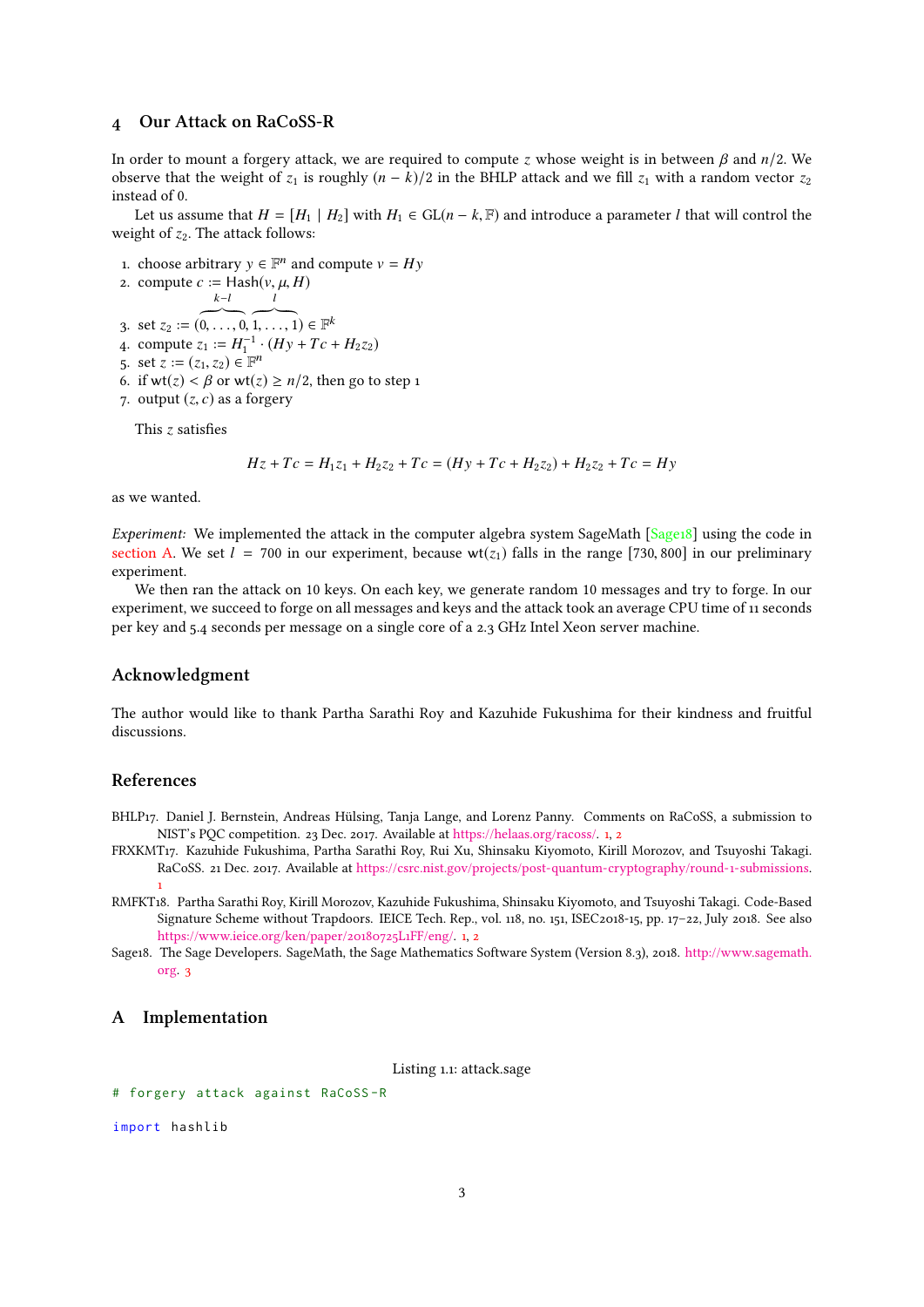## 4 Our Attack on RaCoSS-R

In order to mount a forgery attack, we are required to compute $z$ whose weight is in between $\beta$ and $n/2$. We observe that the weight of $z_1$ is roughly $(n-k)/2$ in the BHLP attack and we fill $z_1$ with a random vector $z_2$ instead of 0.

Let us assume that $H = [H_1 \mid H_2]$ with $H_1 \in \mathrm{GL}(n-k, \mathbb{F})$ and introduce a parameter $l$ that will control the weight of $z_2$. The attack follows:

1. choose arbitrary $y \in \mathbb{F}^n$ and compute $v = Hy$
2. compute $c := \mathsf{Hash}(v, \mu, H)$
3. set $z_2 := (\overbrace{0, \ldots, 0}^{k-l}, \overbrace{1, \ldots, 1}^{l}) \in \mathbb{F}^k$
4. compute $z_1 := H_1^{-1} \cdot (Hy + Tc + H_2 z_2)$
5. set $z := (z_1, z_2) \in \mathbb{F}^n$
6. if $\mathrm{wt}(z) < \beta$ or $\mathrm{wt}(z) \geq n/2$, then go to step 1
7. output $(z, c)$ as a forgery

This $z$ satisfies

$$Hz + Tc = H_1 z_1 + H_2 z_2 + Tc = (Hy + Tc + H_2 z_2) + H_2 z_2 + Tc = Hy$$

as we wanted.

*Experiment:* We implemented the attack in the computer algebra system SageMath [Sage18] using the code in section A. We set $l = 700$ in our experiment, because $\mathrm{wt}(z_1)$ falls in the range $[730, 800]$ in our preliminary experiment.

We then ran the attack on 10 keys. On each key, we generate random 10 messages and try to forge. In our experiment, we succeed to forge on all messages and keys and the attack took an average CPU time of 11 seconds per key and 5.4 seconds per message on a single core of a 2.3 GHz Intel Xeon server machine.

## Acknowledgment

The author would like to thank Partha Sarathi Roy and Kazuhide Fukushima for their kindness and fruitful discussions.

## References

BHLP17. Daniel J. Bernstein, Andreas Hülsing, Tanja Lange, and Lorenz Panny. Comments on RaCoSS, a submission to NIST's PQC competition. 23 Dec. 2017. Available at https://helaas.org/racoss/. 1, 2

FRXKMT17. Kazuhide Fukushima, Partha Sarathi Roy, Rui Xu, Shinsaku Kiyomoto, Kirill Morozov, and Tsuyoshi Takagi. RaCoSS. 21 Dec. 2017. Available at https://csrc.nist.gov/projects/post-quantum-cryptography/round-1-submissions. 1

RMFKT18. Partha Sarathi Roy, Kirill Morozov, Kazuhide Fukushima, Shinsaku Kiyomoto, and Tsuyoshi Takagi. Code-Based Signature Scheme without Trapdoors. IEICE Tech. Rep., vol. 118, no. 151, ISEC2018-15, pp. 17–22, July 2018. See also https://www.ieice.org/ken/paper/20180725L1FF/eng/. 1, 2

Sage18. The Sage Developers. SageMath, the Sage Mathematics Software System (Version 8.3), 2018. http://www.sagemath.org. 3

## A Implementation

Listing 1.1: attack.sage

```
# forgery attack against RaCoSS-R

import hashlib
```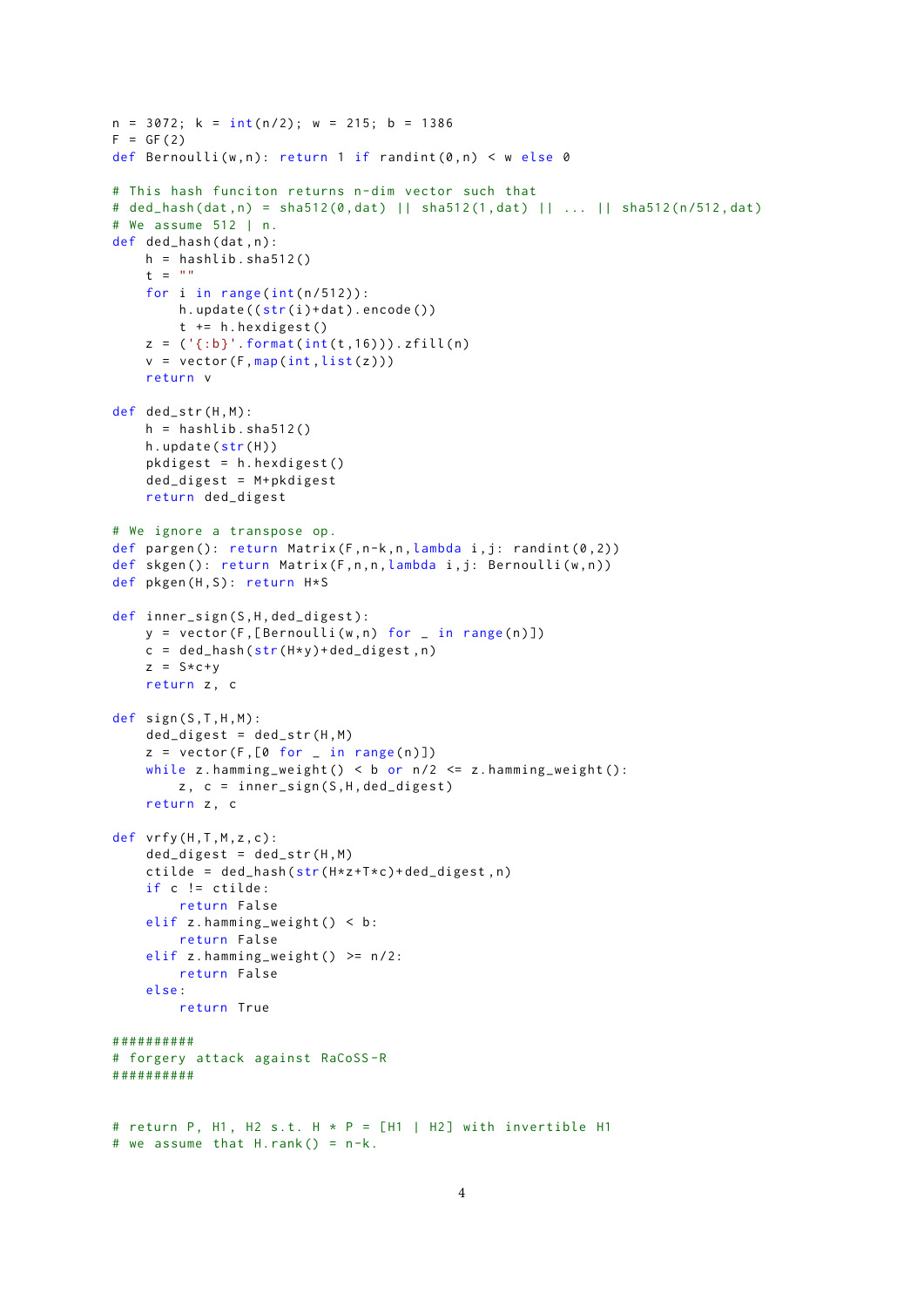```
n = 3072; k = int(n/2); w = 215; b = 1386
F = GF(2)
def Bernoulli(w,n): return 1 if randint(0,n) < w else 0

# This hash funciton returns n-dim vector such that
# ded_hash(dat,n) = sha512(0,dat) || sha512(1,dat) || ... || sha512(n/512,dat)
# We assume 512 | n.
def ded_hash(dat,n):
    h = hashlib.sha512()
    t = ""
    for i in range(int(n/512)):
        h.update((str(i)+dat).encode())
        t += h.hexdigest()
    z = ('{:b}'.format(int(t,16))).zfill(n)
    v = vector(F,map(int,list(z)))
    return v

def ded_str(H,M):
    h = hashlib.sha512()
    h.update(str(H))
    pkdigest = h.hexdigest()
    ded_digest = M+pkdigest
    return ded_digest

# We ignore a transpose op.
def pargen(): return Matrix(F,n-k,n,lambda i,j: randint(0,2))
def skgen(): return Matrix(F,n,n,lambda i,j: Bernoulli(w,n))
def pkgen(H,S): return H*S

def inner_sign(S,H,ded_digest):
    y = vector(F,[Bernoulli(w,n) for _ in range(n)])
    c = ded_hash(str(H*y)+ded_digest,n)
    z = S*c+y
    return z, c

def sign(S,T,H,M):
    ded_digest = ded_str(H,M)
    z = vector(F,[0 for _ in range(n)])
    while z.hamming_weight() < b or n/2 <= z.hamming_weight():
        z, c = inner_sign(S,H,ded_digest)
    return z, c

def vrfy(H,T,M,z,c):
    ded_digest = ded_str(H,M)
    ctilde = ded_hash(str(H*z+T*c)+ded_digest,n)
    if c != ctilde:
        return False
    elif z.hamming_weight() < b:
        return False
    elif z.hamming_weight() >= n/2:
        return False
    else:
        return True

##########
# forgery attack against RaCoSS-R
##########


# return P, H1, H2 s.t. H * P = [H1 | H2] with invertible H1
# we assume that H.rank() = n-k.
```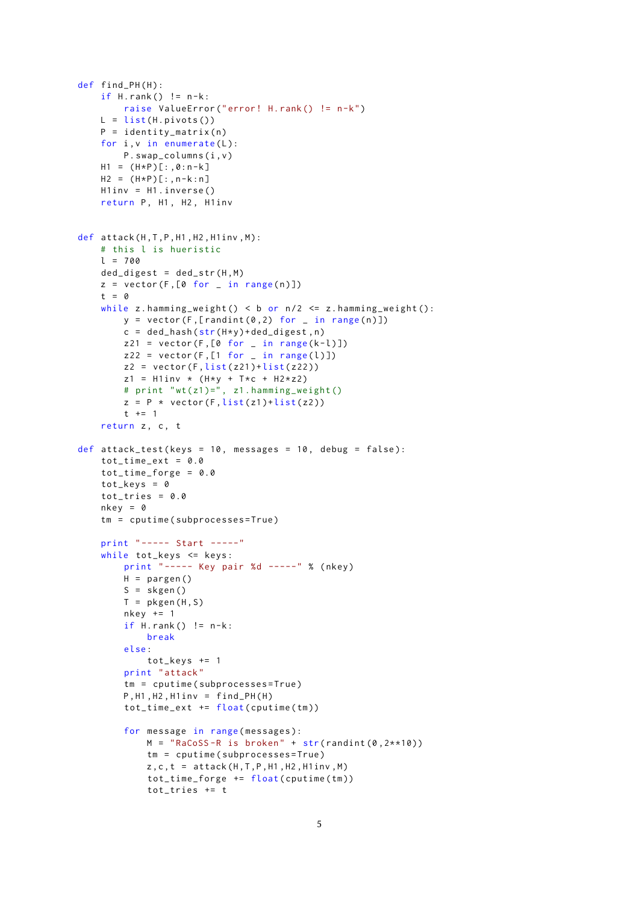```
def find_PH(H):
    if H.rank() != n-k:
        raise ValueError("error! H.rank() != n-k")
    L = list(H.pivots())
    P = identity_matrix(n)
    for i,v in enumerate(L):
        P.swap_columns(i,v)
    H1 = (H*P)[:,0:n-k]
    H2 = (H*P)[:,n-k:n]
    H1inv = H1.inverse()
    return P, H1, H2, H1inv


def attack(H,T,P,H1,H2,H1inv,M):
    # this l is hueristic
    l = 700
    ded_digest = ded_str(H,M)
    z = vector(F,[0 for _ in range(n)])
    t = 0
    while z.hamming_weight() < b or n/2 <= z.hamming_weight():
        y = vector(F,[randint(0,2) for _ in range(n)])
        c = ded_hash(str(H*y)+ded_digest,n)
        z21 = vector(F,[0 for _ in range(k-l)])
        z22 = vector(F,[1 for _ in range(l)])
        z2 = vector(F,list(z21)+list(z22))
        z1 = H1inv * (H*y + T*c + H2*z2)
        # print "wt(z1)=", z1.hamming_weight()
        z = P * vector(F,list(z1)+list(z2))
        t += 1
    return z, c, t

def attack_test(keys = 10, messages = 10, debug = false):
    tot_time_ext = 0.0
    tot_time_forge = 0.0
    tot_keys = 0
    tot_tries = 0.0
    nkey = 0
    tm = cputime(subprocesses=True)

    print "----- Start -----"
    while tot_keys <= keys:
        print "----- Key pair %d -----" % (nkey)
        H = pargen()
        S = skgen()
        T = pkgen(H,S)
        nkey += 1
        if H.rank() != n-k:
            break
        else:
            tot_keys += 1
        print "attack"
        tm = cputime(subprocesses=True)
        P,H1,H2,H1inv = find_PH(H)
        tot_time_ext += float(cputime(tm))

        for message in range(messages):
            M = "RaCoSS-R is broken" + str(randint(0,2**10))
            tm = cputime(subprocesses=True)
            z,c,t = attack(H,T,P,H1,H2,H1inv,M)
            tot_time_forge += float(cputime(tm))
            tot_tries += t
```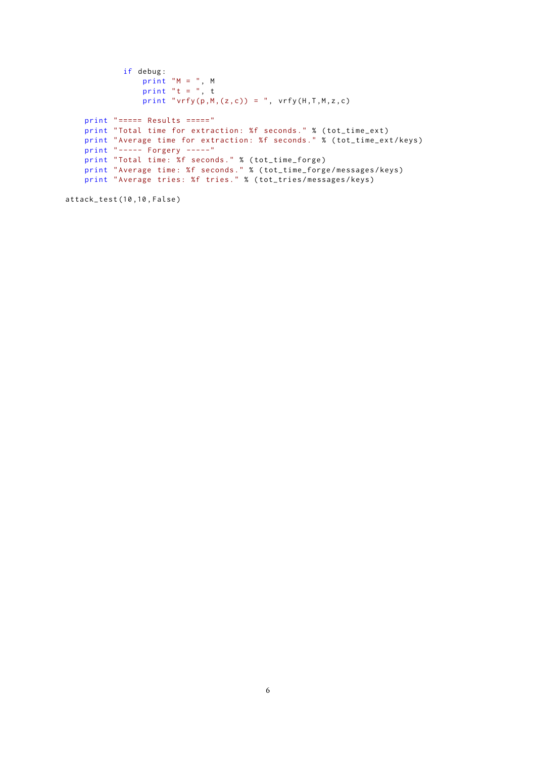```
            if debug:
                print "M = ", M
                print "t = ", t
                print "vrfy(p,M,(z,c)) = ", vrfy(H,T,M,z,c)

    print "===== Results ====="
    print "Total time for extraction: %f seconds." % (tot_time_ext)
    print "Average time for extraction: %f seconds." % (tot_time_ext/keys)
    print "----- Forgery -----"
    print "Total time: %f seconds." % (tot_time_forge)
    print "Average time: %f seconds." % (tot_time_forge/messages/keys)
    print "Average tries: %f tries." % (tot_tries/messages/keys)

attack_test(10,10,False)
```